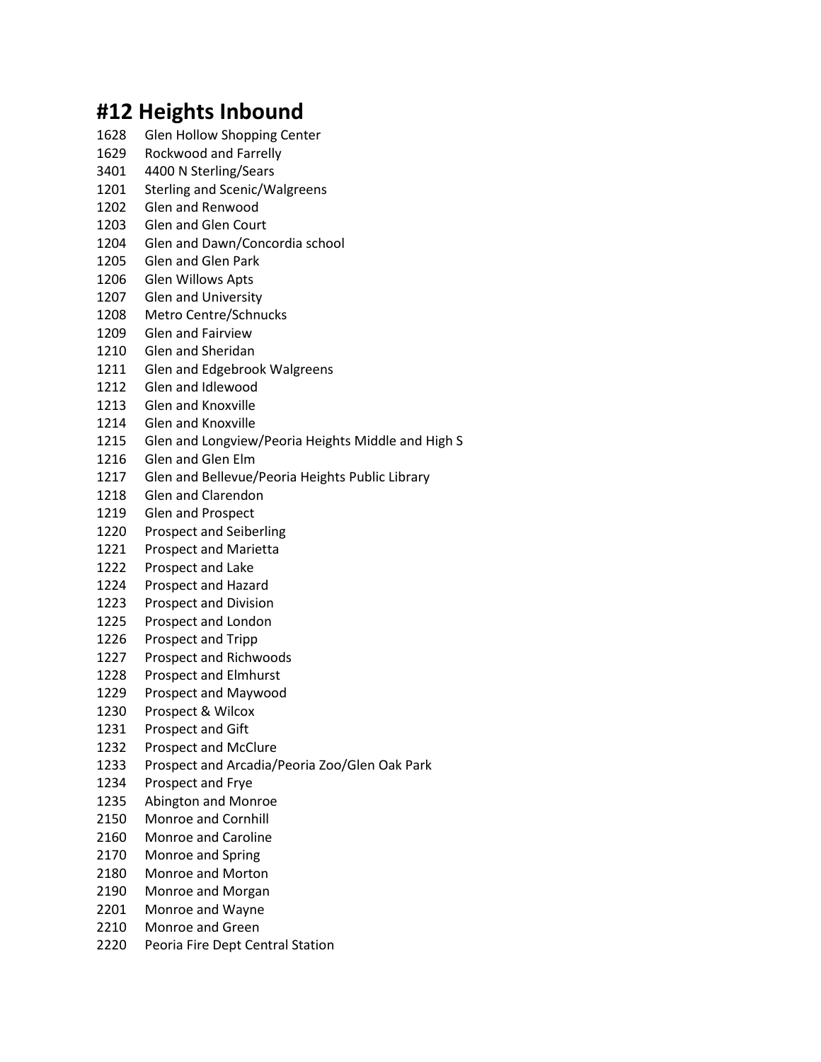# #12 Heights Inbound

| | |
|---|---|
| 1628 | Glen Hollow Shopping Center |
| 1629 | Rockwood and Farrelly |
| 3401 | 4400 N Sterling/Sears |
| 1201 | Sterling and Scenic/Walgreens |
| 1202 | Glen and Renwood |
| 1203 | Glen and Glen Court |
| 1204 | Glen and Dawn/Concordia school |
| 1205 | Glen and Glen Park |
| 1206 | Glen Willows Apts |
| 1207 | Glen and University |
| 1208 | Metro Centre/Schnucks |
| 1209 | Glen and Fairview |
| 1210 | Glen and Sheridan |
| 1211 | Glen and Edgebrook Walgreens |
| 1212 | Glen and Idlewood |
| 1213 | Glen and Knoxville |
| 1214 | Glen and Knoxville |
| 1215 | Glen and Longview/Peoria Heights Middle and High S |
| 1216 | Glen and Glen Elm |
| 1217 | Glen and Bellevue/Peoria Heights Public Library |
| 1218 | Glen and Clarendon |
| 1219 | Glen and Prospect |
| 1220 | Prospect and Seiberling |
| 1221 | Prospect and Marietta |
| 1222 | Prospect and Lake |
| 1224 | Prospect and Hazard |
| 1223 | Prospect and Division |
| 1225 | Prospect and London |
| 1226 | Prospect and Tripp |
| 1227 | Prospect and Richwoods |
| 1228 | Prospect and Elmhurst |
| 1229 | Prospect and Maywood |
| 1230 | Prospect & Wilcox |
| 1231 | Prospect and Gift |
| 1232 | Prospect and McClure |
| 1233 | Prospect and Arcadia/Peoria Zoo/Glen Oak Park |
| 1234 | Prospect and Frye |
| 1235 | Abington and Monroe |
| 2150 | Monroe and Cornhill |
| 2160 | Monroe and Caroline |
| 2170 | Monroe and Spring |
| 2180 | Monroe and Morton |
| 2190 | Monroe and Morgan |
| 2201 | Monroe and Wayne |
| 2210 | Monroe and Green |
| 2220 | Peoria Fire Dept Central Station |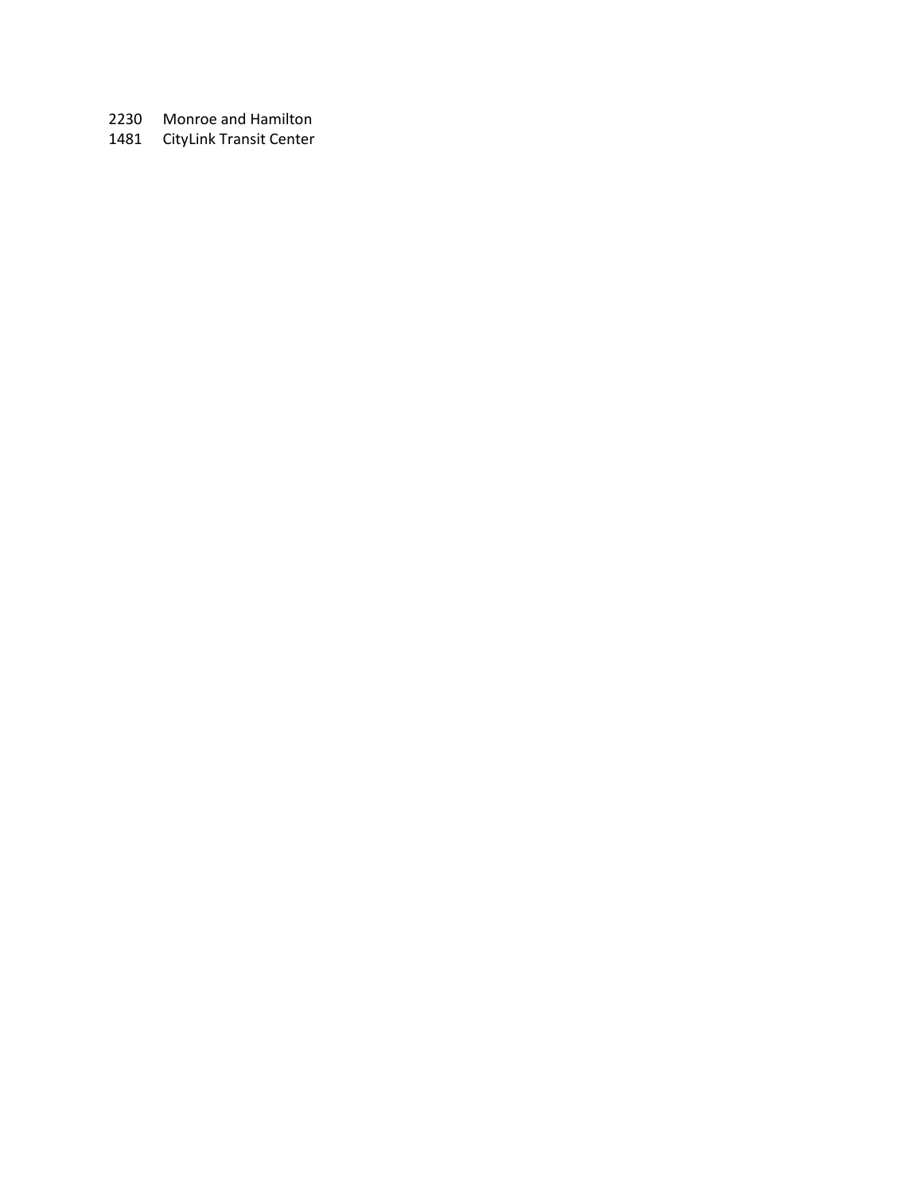| | |
|---|---|
| 2230 | Monroe and Hamilton |
| 1481 | CityLink Transit Center |